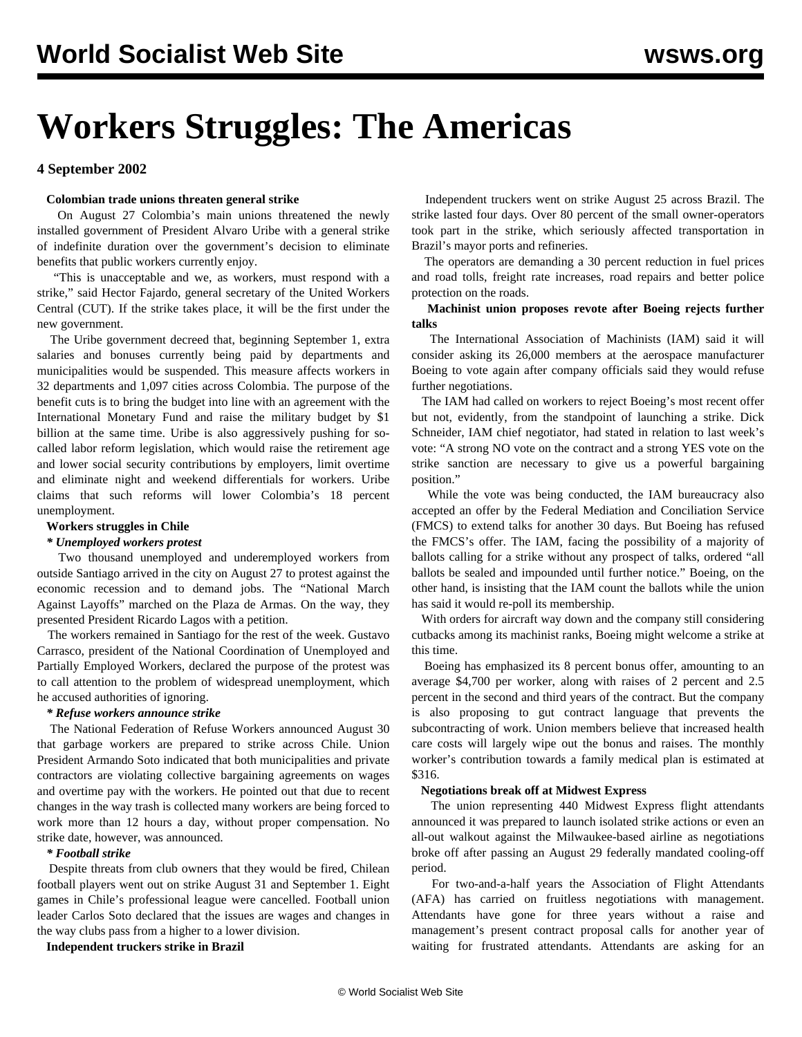# Workers Struggles: The Americas

**4 September 2002**

**Colombian trade unions threaten general strike**

On August 27 Colombia's main unions threatened the newly installed government of President Alvaro Uribe with a general strike of indefinite duration over the government's decision to eliminate benefits that public workers currently enjoy.

"This is unacceptable and we, as workers, must respond with a strike," said Hector Fajardo, general secretary of the United Workers Central (CUT). If the strike takes place, it will be the first under the new government.

The Uribe government decreed that, beginning September 1, extra salaries and bonuses currently being paid by departments and municipalities would be suspended. This measure affects workers in 32 departments and 1,097 cities across Colombia. The purpose of the benefit cuts is to bring the budget into line with an agreement with the International Monetary Fund and raise the military budget by $1 billion at the same time. Uribe is also aggressively pushing for so-called labor reform legislation, which would raise the retirement age and lower social security contributions by employers, limit overtime and eliminate night and weekend differentials for workers. Uribe claims that such reforms will lower Colombia's 18 percent unemployment.

**Workers struggles in Chile**

***\* Unemployed workers protest***

Two thousand unemployed and underemployed workers from outside Santiago arrived in the city on August 27 to protest against the economic recession and to demand jobs. The "National March Against Layoffs" marched on the Plaza de Armas. On the way, they presented President Ricardo Lagos with a petition.

The workers remained in Santiago for the rest of the week. Gustavo Carrasco, president of the National Coordination of Unemployed and Partially Employed Workers, declared the purpose of the protest was to call attention to the problem of widespread unemployment, which he accused authorities of ignoring.

***\* Refuse workers announce strike***

The National Federation of Refuse Workers announced August 30 that garbage workers are prepared to strike across Chile. Union President Armando Soto indicated that both municipalities and private contractors are violating collective bargaining agreements on wages and overtime pay with the workers. He pointed out that due to recent changes in the way trash is collected many workers are being forced to work more than 12 hours a day, without proper compensation. No strike date, however, was announced.

***\* Football strike***

Despite threats from club owners that they would be fired, Chilean football players went out on strike August 31 and September 1. Eight games in Chile's professional league were cancelled. Football union leader Carlos Soto declared that the issues are wages and changes in the way clubs pass from a higher to a lower division.

**Independent truckers strike in Brazil**

Independent truckers went on strike August 25 across Brazil. The strike lasted four days. Over 80 percent of the small owner-operators took part in the strike, which seriously affected transportation in Brazil's mayor ports and refineries.

The operators are demanding a 30 percent reduction in fuel prices and road tolls, freight rate increases, road repairs and better police protection on the roads.

**Machinist union proposes revote after Boeing rejects further talks**

The International Association of Machinists (IAM) said it will consider asking its 26,000 members at the aerospace manufacturer Boeing to vote again after company officials said they would refuse further negotiations.

The IAM had called on workers to reject Boeing's most recent offer but not, evidently, from the standpoint of launching a strike. Dick Schneider, IAM chief negotiator, had stated in relation to last week's vote: "A strong NO vote on the contract and a strong YES vote on the strike sanction are necessary to give us a powerful bargaining position."

While the vote was being conducted, the IAM bureaucracy also accepted an offer by the Federal Mediation and Conciliation Service (FMCS) to extend talks for another 30 days. But Boeing has refused the FMCS's offer. The IAM, facing the possibility of a majority of ballots calling for a strike without any prospect of talks, ordered "all ballots be sealed and impounded until further notice." Boeing, on the other hand, is insisting that the IAM count the ballots while the union has said it would re-poll its membership.

With orders for aircraft way down and the company still considering cutbacks among its machinist ranks, Boeing might welcome a strike at this time.

Boeing has emphasized its 8 percent bonus offer, amounting to an average $4,700 per worker, along with raises of 2 percent and 2.5 percent in the second and third years of the contract. But the company is also proposing to gut contract language that prevents the subcontracting of work. Union members believe that increased health care costs will largely wipe out the bonus and raises. The monthly worker's contribution towards a family medical plan is estimated at $316.

**Negotiations break off at Midwest Express**

The union representing 440 Midwest Express flight attendants announced it was prepared to launch isolated strike actions or even an all-out walkout against the Milwaukee-based airline as negotiations broke off after passing an August 29 federally mandated cooling-off period.

For two-and-a-half years the Association of Flight Attendants (AFA) has carried on fruitless negotiations with management. Attendants have gone for three years without a raise and management's present contract proposal calls for another year of waiting for frustrated attendants. Attendants are asking for an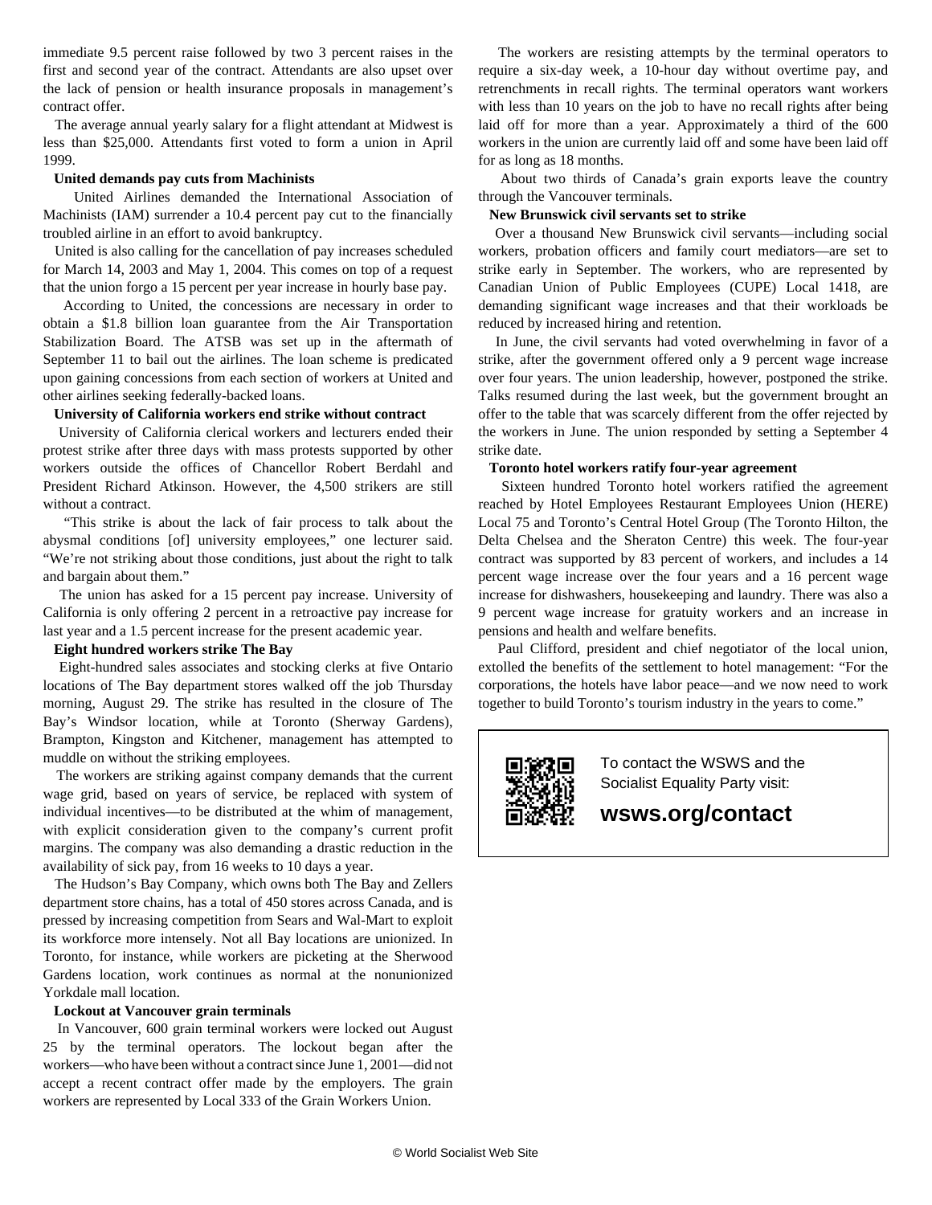immediate 9.5 percent raise followed by two 3 percent raises in the first and second year of the contract. Attendants are also upset over the lack of pension or health insurance proposals in management's contract offer.

The average annual yearly salary for a flight attendant at Midwest is less than $25,000. Attendants first voted to form a union in April 1999.

**United demands pay cuts from Machinists**

United Airlines demanded the International Association of Machinists (IAM) surrender a 10.4 percent pay cut to the financially troubled airline in an effort to avoid bankruptcy.

United is also calling for the cancellation of pay increases scheduled for March 14, 2003 and May 1, 2004. This comes on top of a request that the union forgo a 15 percent per year increase in hourly base pay.

According to United, the concessions are necessary in order to obtain a $1.8 billion loan guarantee from the Air Transportation Stabilization Board. The ATSB was set up in the aftermath of September 11 to bail out the airlines. The loan scheme is predicated upon gaining concessions from each section of workers at United and other airlines seeking federally-backed loans.

**University of California workers end strike without contract**

University of California clerical workers and lecturers ended their protest strike after three days with mass protests supported by other workers outside the offices of Chancellor Robert Berdahl and President Richard Atkinson. However, the 4,500 strikers are still without a contract.

"This strike is about the lack of fair process to talk about the abysmal conditions [of] university employees," one lecturer said. "We're not striking about those conditions, just about the right to talk and bargain about them."

The union has asked for a 15 percent pay increase. University of California is only offering 2 percent in a retroactive pay increase for last year and a 1.5 percent increase for the present academic year.

**Eight hundred workers strike The Bay**

Eight-hundred sales associates and stocking clerks at five Ontario locations of The Bay department stores walked off the job Thursday morning, August 29. The strike has resulted in the closure of The Bay's Windsor location, while at Toronto (Sherway Gardens), Brampton, Kingston and Kitchener, management has attempted to muddle on without the striking employees.

The workers are striking against company demands that the current wage grid, based on years of service, be replaced with system of individual incentives—to be distributed at the whim of management, with explicit consideration given to the company's current profit margins. The company was also demanding a drastic reduction in the availability of sick pay, from 16 weeks to 10 days a year.

The Hudson's Bay Company, which owns both The Bay and Zellers department store chains, has a total of 450 stores across Canada, and is pressed by increasing competition from Sears and Wal-Mart to exploit its workforce more intensely. Not all Bay locations are unionized. In Toronto, for instance, while workers are picketing at the Sherwood Gardens location, work continues as normal at the nonunionized Yorkdale mall location.

**Lockout at Vancouver grain terminals**

In Vancouver, 600 grain terminal workers were locked out August 25 by the terminal operators. The lockout began after the workers—who have been without a contract since June 1, 2001—did not accept a recent contract offer made by the employers. The grain workers are represented by Local 333 of the Grain Workers Union.

The workers are resisting attempts by the terminal operators to require a six-day week, a 10-hour day without overtime pay, and retrenchments in recall rights. The terminal operators want workers with less than 10 years on the job to have no recall rights after being laid off for more than a year. Approximately a third of the 600 workers in the union are currently laid off and some have been laid off for as long as 18 months.

About two thirds of Canada's grain exports leave the country through the Vancouver terminals.

**New Brunswick civil servants set to strike**

Over a thousand New Brunswick civil servants—including social workers, probation officers and family court mediators—are set to strike early in September. The workers, who are represented by Canadian Union of Public Employees (CUPE) Local 1418, are demanding significant wage increases and that their workloads be reduced by increased hiring and retention.

In June, the civil servants had voted overwhelming in favor of a strike, after the government offered only a 9 percent wage increase over four years. The union leadership, however, postponed the strike. Talks resumed during the last week, but the government brought an offer to the table that was scarcely different from the offer rejected by the workers in June. The union responded by setting a September 4 strike date.

**Toronto hotel workers ratify four-year agreement**

Sixteen hundred Toronto hotel workers ratified the agreement reached by Hotel Employees Restaurant Employees Union (HERE) Local 75 and Toronto's Central Hotel Group (The Toronto Hilton, the Delta Chelsea and the Sheraton Centre) this week. The four-year contract was supported by 83 percent of workers, and includes a 14 percent wage increase over the four years and a 16 percent wage increase for dishwashers, housekeeping and laundry. There was also a 9 percent wage increase for gratuity workers and an increase in pensions and health and welfare benefits.

Paul Clifford, president and chief negotiator of the local union, extolled the benefits of the settlement to hotel management: "For the corporations, the hotels have labor peace—and we now need to work together to build Toronto's tourism industry in the years to come."

To contact the WSWS and the Socialist Equality Party visit:

**wsws.org/contact**